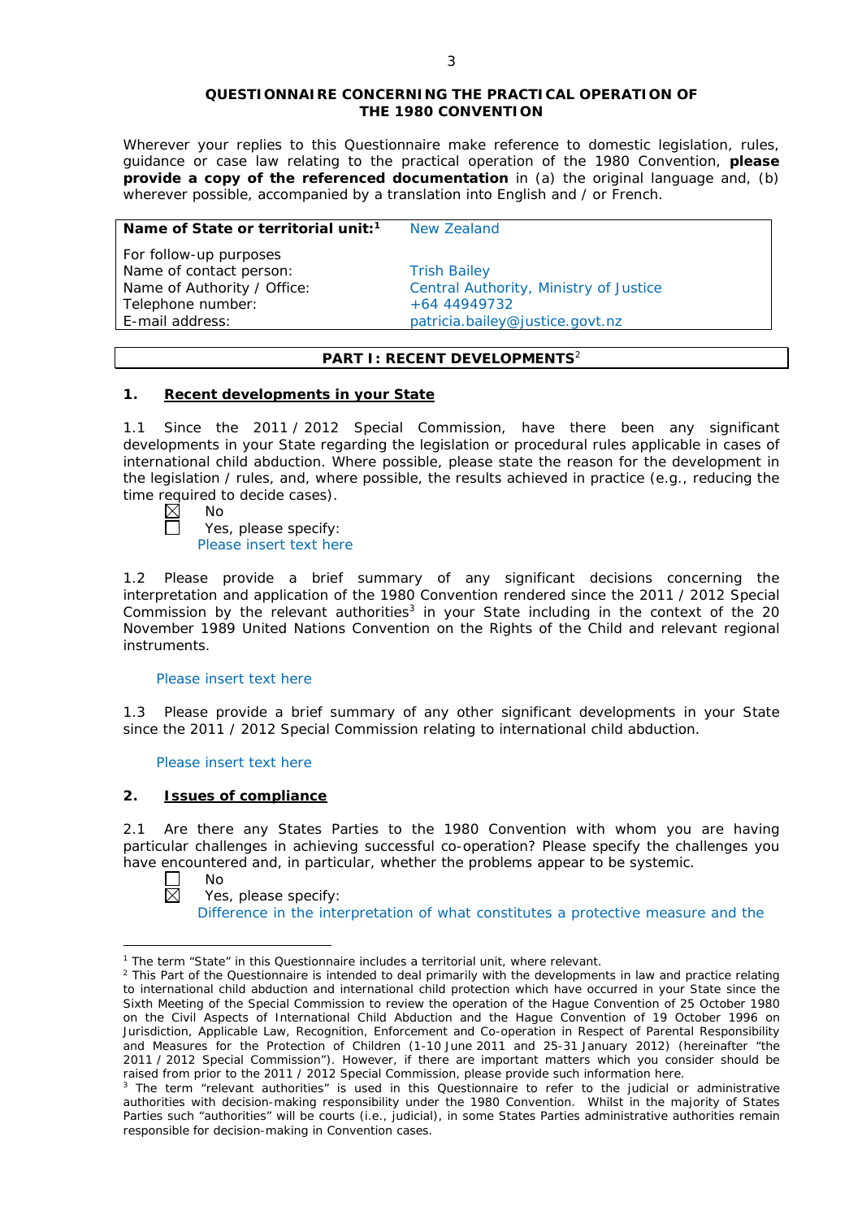**QUESTIONNAIRE CONCERNING THE PRACTICAL OPERATION OF THE 1980 CONVENTION**

Wherever your replies to this Questionnaire make reference to domestic legislation, rules, guidance or case law relating to the practical operation of the 1980 Convention, **please provide a copy of the referenced documentation** in (a) the original language and, (b) wherever possible, accompanied by a translation into English and / or French.

| **Name of State or territorial unit:**[1] | New Zealand |
|---|---|
| For follow-up purposes | |
| Name of contact person: | Trish Bailey |
| Name of Authority / Office: | Central Authority, Ministry of Justice |
| Telephone number: | +64 44949732 |
| E-mail address: | patricia.bailey@justice.govt.nz |

**PART I: RECENT DEVELOPMENTS**[2]

## 1. Recent developments in your State

1.1 Since the 2011 / 2012 Special Commission, have there been any significant developments in your State regarding the legislation or procedural rules applicable in cases of international child abduction. Where possible, please state the reason for the development in the legislation / rules, and, where possible, the results achieved in practice (e.g., reducing the time required to decide cases).

☒ No
☐ Yes, please specify:
Please insert text here

1.2 Please provide a brief summary of any significant decisions concerning the interpretation and application of the 1980 Convention rendered since the 2011 / 2012 Special Commission by the relevant authorities[3] in your State including in the context of the 20 November 1989 United Nations Convention on the Rights of the Child and relevant regional instruments.

Please insert text here

1.3 Please provide a brief summary of any other significant developments in your State since the 2011 / 2012 Special Commission relating to international child abduction.

Please insert text here

## 2. Issues of compliance

2.1 Are there any States Parties to the 1980 Convention with whom you are having particular challenges in achieving successful co-operation? Please specify the challenges you have encountered and, in particular, whether the problems appear to be systemic.

☐ No
☒ Yes, please specify:
Difference in the interpretation of what constitutes a protective measure and the

---

[1] The term "State" in this Questionnaire includes a territorial unit, where relevant.

[2] This Part of the Questionnaire is intended to deal primarily with the developments in law and practice relating to international child abduction and international child protection which have occurred in your State since the Sixth Meeting of the Special Commission to review the operation of the Hague Convention of 25 October 1980 on the Civil Aspects of International Child Abduction and the Hague Convention of 19 October 1996 on Jurisdiction, Applicable Law, Recognition, Enforcement and Co-operation in Respect of Parental Responsibility and Measures for the Protection of Children (1-10 June 2011 and 25-31 January 2012) (hereinafter "the 2011 / 2012 Special Commission"). However, if there are important matters which you consider should be raised from prior to the 2011 / 2012 Special Commission, please provide such information here.

[3] The term "relevant authorities" is used in this Questionnaire to refer to the judicial or administrative authorities with decision-making responsibility under the 1980 Convention. Whilst in the majority of States Parties such "authorities" will be courts (i.e., judicial), in some States Parties administrative authorities remain responsible for decision-making in Convention cases.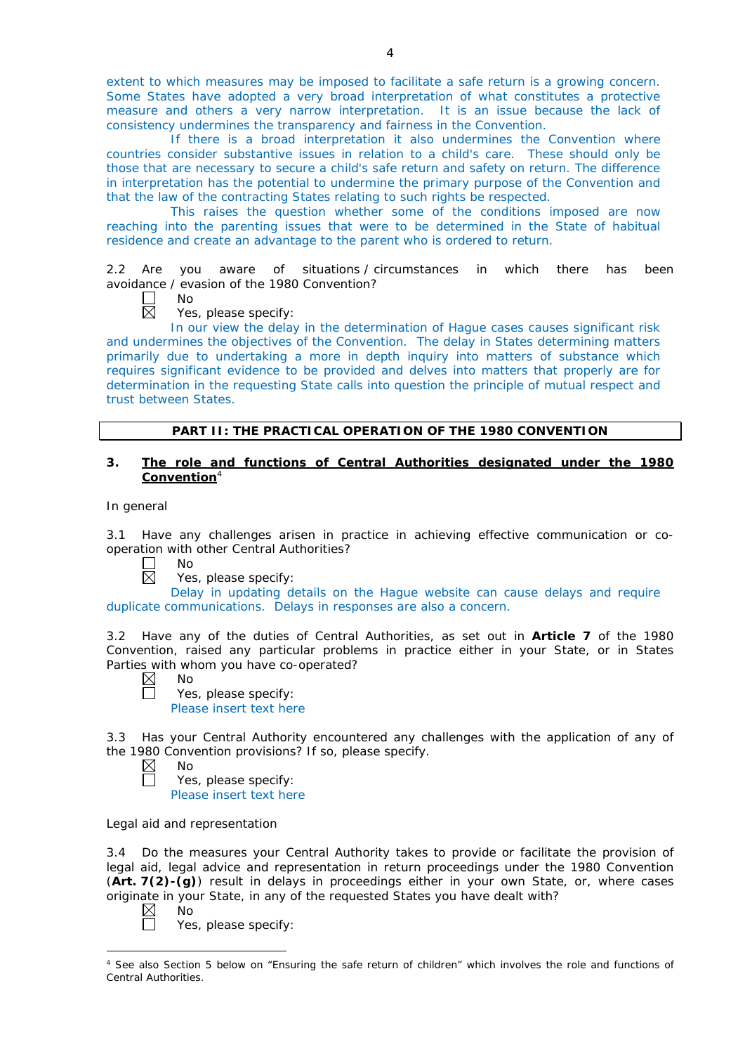extent to which measures may be imposed to facilitate a safe return is a growing concern. Some States have adopted a very broad interpretation of what constitutes a protective measure and others a very narrow interpretation. It is an issue because the lack of consistency undermines the transparency and fairness in the Convention.

If there is a broad interpretation it also undermines the Convention where countries consider substantive issues in relation to a child's care. These should only be those that are necessary to secure a child's safe return and safety on return. The difference in interpretation has the potential to undermine the primary purpose of the Convention and that the law of the contracting States relating to such rights be respected.

This raises the question whether some of the conditions imposed are now reaching into the parenting issues that were to be determined in the State of habitual residence and create an advantage to the parent who is ordered to return.

2.2 Are you aware of situations / circumstances in which there has been avoidance / evasion of the 1980 Convention?

☐ No
☒ Yes, please specify:

In our view the delay in the determination of Hague cases causes significant risk and undermines the objectives of the Convention. The delay in States determining matters primarily due to undertaking a more in depth inquiry into matters of substance which requires significant evidence to be provided and delves into matters that properly are for determination in the requesting State calls into question the principle of mutual respect and trust between States.

## PART II: THE PRACTICAL OPERATION OF THE 1980 CONVENTION

### 3. The role and functions of Central Authorities designated under the 1980 Convention[4]

In general

3.1 Have any challenges arisen in practice in achieving effective communication or co-operation with other Central Authorities?

☐ No
☒ Yes, please specify:

Delay in updating details on the Hague website can cause delays and require duplicate communications. Delays in responses are also a concern.

3.2 Have any of the duties of Central Authorities, as set out in **Article 7** of the 1980 Convention, raised any particular problems in practice either in your State, or in States Parties with whom you have co-operated?

☒ No
☐ Yes, please specify:

Please insert text here

3.3 Has your Central Authority encountered any challenges with the application of any of the 1980 Convention provisions? If so, please specify.

☒ No
☐ Yes, please specify:

Please insert text here

Legal aid and representation

3.4 Do the measures your Central Authority takes to provide or facilitate the provision of legal aid, legal advice and representation in return proceedings under the 1980 Convention (**Art. 7(2)-(g)**) result in delays in proceedings either in your own State, or, where cases originate in your State, in any of the requested States you have dealt with?

☒ No
☐ Yes, please specify:

[4] See also Section 5 below on "Ensuring the safe return of children" which involves the role and functions of Central Authorities.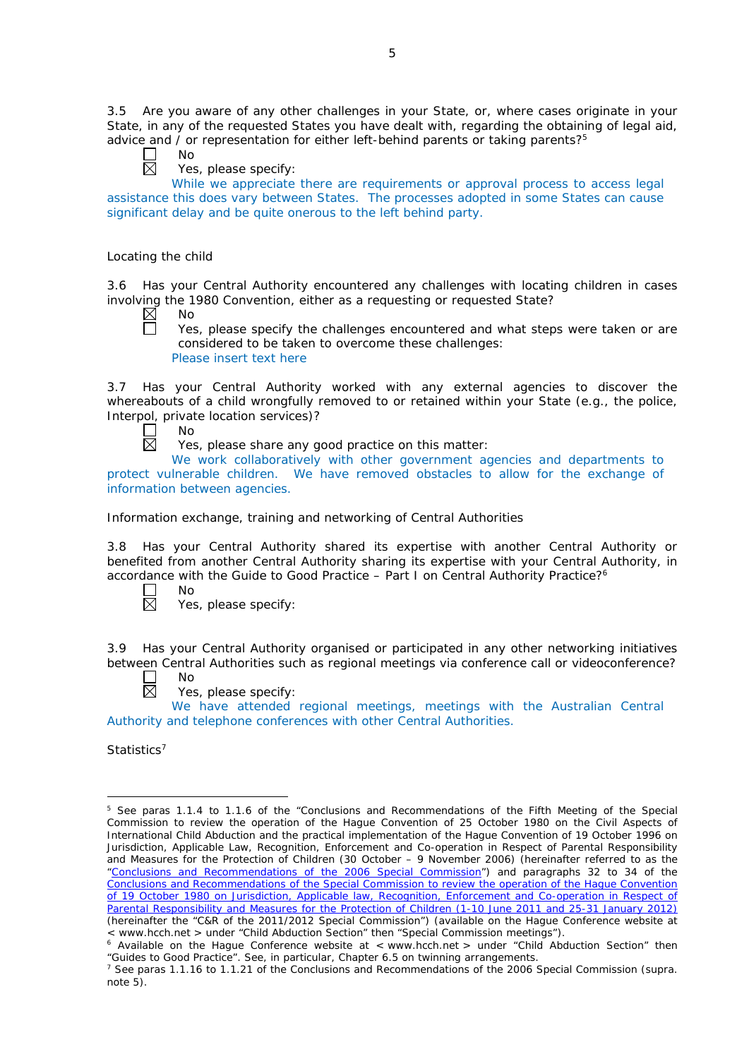3.5 Are you aware of any other challenges in your State, or, where cases originate in your State, in any of the requested States you have dealt with, regarding the obtaining of legal aid, advice and / or representation for either left-behind parents or taking parents?[5]

☐ No
☒ Yes, please specify:

While we appreciate there are requirements or approval process to access legal assistance this does vary between States. The processes adopted in some States can cause significant delay and be quite onerous to the left behind party.

Locating the child

3.6 Has your Central Authority encountered any challenges with locating children in cases involving the 1980 Convention, either as a requesting or requested State?

☒ No
☐ Yes, please specify the challenges encountered and what steps were taken or are considered to be taken to overcome these challenges:

Please insert text here

3.7 Has your Central Authority worked with any external agencies to discover the whereabouts of a child wrongfully removed to or retained within your State (e.g., the police, Interpol, private location services)?

☐ No
☒ Yes, please share any good practice on this matter:

We work collaboratively with other government agencies and departments to protect vulnerable children. We have removed obstacles to allow for the exchange of information between agencies.

Information exchange, training and networking of Central Authorities

3.8 Has your Central Authority shared its expertise with another Central Authority or benefited from another Central Authority sharing its expertise with your Central Authority, in accordance with the Guide to Good Practice – Part I on Central Authority Practice?[6]

☐ No
☒ Yes, please specify:

3.9 Has your Central Authority organised or participated in any other networking initiatives between Central Authorities such as regional meetings via conference call or videoconference?

☐ No
☒ Yes, please specify:

We have attended regional meetings, meetings with the Australian Central Authority and telephone conferences with other Central Authorities.

Statistics[7]

---

[5] See paras 1.1.4 to 1.1.6 of the "Conclusions and Recommendations of the Fifth Meeting of the Special Commission to review the operation of the Hague Convention of 25 October 1980 on the Civil Aspects of International Child Abduction and the practical implementation of the Hague Convention of 19 October 1996 on Jurisdiction, Applicable Law, Recognition, Enforcement and Co-operation in Respect of Parental Responsibility and Measures for the Protection of Children (30 October – 9 November 2006) (hereinafter referred to as the "Conclusions and Recommendations of the 2006 Special Commission") and paragraphs 32 to 34 of the Conclusions and Recommendations of the Special Commission to review the operation of the Hague Convention of 19 October 1980 on Jurisdiction, Applicable law, Recognition, Enforcement and Co-operation in Respect of Parental Responsibility and Measures for the Protection of Children (1-10 June 2011 and 25-31 January 2012) (hereinafter the "C&R of the 2011/2012 Special Commission") (available on the Hague Conference website at < www.hcch.net > under "Child Abduction Section" then "Special Commission meetings").

[6] Available on the Hague Conference website at < www.hcch.net > under "Child Abduction Section" then "Guides to Good Practice". See, in particular, Chapter 6.5 on twinning arrangements.

[7] See paras 1.1.16 to 1.1.21 of the Conclusions and Recommendations of the 2006 Special Commission (supra. note 5).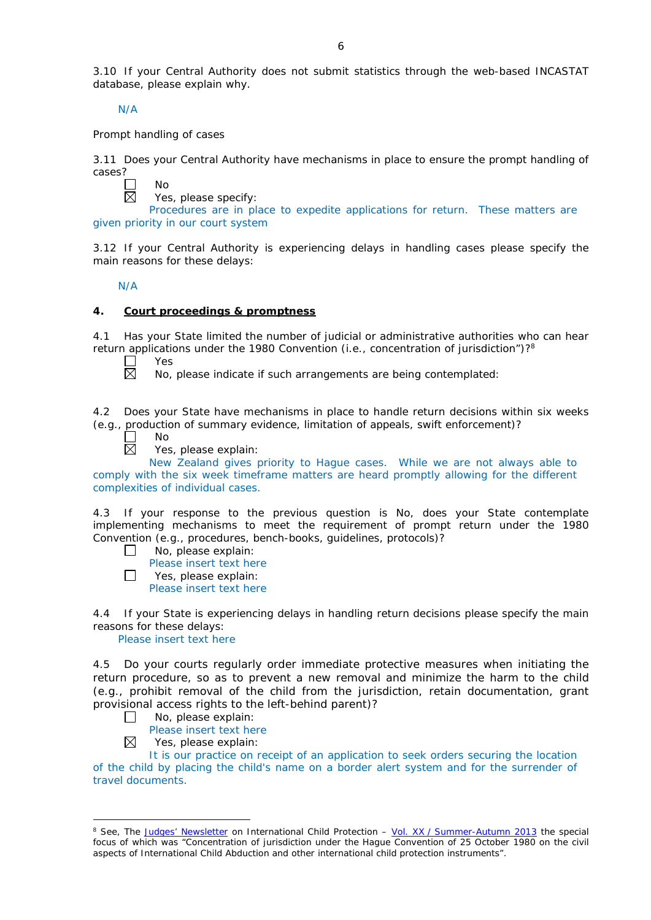3.10 If your Central Authority does not submit statistics through the web-based INCASTAT database, please explain why.

N/A

Prompt handling of cases

3.11 Does your Central Authority have mechanisms in place to ensure the prompt handling of cases?

☐ No
☒ Yes, please specify:
Procedures are in place to expedite applications for return. These matters are given priority in our court system

3.12 If your Central Authority is experiencing delays in handling cases please specify the main reasons for these delays:

N/A

## 4. Court proceedings & promptness

4.1 Has your State limited the number of judicial or administrative authorities who can hear return applications under the 1980 Convention (i.e., concentration of jurisdiction")?[8]

☐ Yes
☒ No, please indicate if such arrangements are being contemplated:

4.2 Does your State have mechanisms in place to handle return decisions within six weeks (e.g., production of summary evidence, limitation of appeals, swift enforcement)?

☐ No
☒ Yes, please explain:
New Zealand gives priority to Hague cases. While we are not always able to comply with the six week timeframe matters are heard promptly allowing for the different complexities of individual cases.

4.3 If your response to the previous question is No, does your State contemplate implementing mechanisms to meet the requirement of prompt return under the 1980 Convention (e.g., procedures, bench-books, guidelines, protocols)?

☐ No, please explain:
Please insert text here
☐ Yes, please explain:
Please insert text here

4.4 If your State is experiencing delays in handling return decisions please specify the main reasons for these delays:

Please insert text here

4.5 Do your courts regularly order immediate protective measures when initiating the return procedure, so as to prevent a new removal and minimize the harm to the child (e.g., prohibit removal of the child from the jurisdiction, retain documentation, grant provisional access rights to the left-behind parent)?

☐ No, please explain:
Please insert text here
☒ Yes, please explain:
It is our practice on receipt of an application to seek orders securing the location of the child by placing the child's name on a border alert system and for the surrender of travel documents.

---

[8] See, The Judges' Newsletter on International Child Protection – Vol. XX / Summer-Autumn 2013 the special focus of which was "Concentration of jurisdiction under the Hague Convention of 25 October 1980 on the civil aspects of International Child Abduction and other international child protection instruments".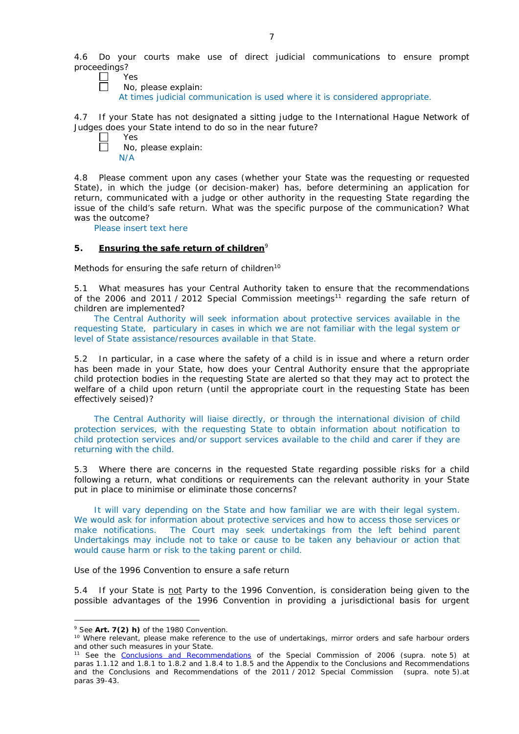4.6 Do your courts make use of direct judicial communications to ensure prompt proceedings?

☐ Yes
☐ No, please explain:
At times judicial communication is used where it is considered appropriate.

4.7 If your State has not designated a sitting judge to the International Hague Network of Judges does your State intend to do so in the near future?

☐ Yes
☐ No, please explain:
N/A

4.8 Please comment upon any cases (whether your State was the requesting or requested State), in which the judge (or decision-maker) has, before determining an application for return, communicated with a judge or other authority in the requesting State regarding the issue of the child's safe return. What was the specific purpose of the communication? What was the outcome?

Please insert text here

## 5. **Ensuring the safe return of children**[9]

Methods for ensuring the safe return of children[10]

5.1 What measures has your Central Authority taken to ensure that the recommendations of the 2006 and 2011 / 2012 Special Commission meetings[11] regarding the safe return of children are implemented?

The Central Authority will seek information about protective services available in the requesting State, particulary in cases in which we are not familiar with the legal system or level of State assistance/resources available in that State.

5.2 In particular, in a case where the safety of a child is in issue and where a return order has been made in your State, how does your Central Authority ensure that the appropriate child protection bodies in the requesting State are alerted so that they may act to protect the welfare of a child upon return (until the appropriate court in the requesting State has been effectively seised)?

The Central Authority will liaise directly, or through the international division of child protection services, with the requesting State to obtain information about notification to child protection services and/or support services available to the child and carer if they are returning with the child.

5.3 Where there are concerns in the requested State regarding possible risks for a child following a return, what conditions or requirements can the relevant authority in your State put in place to minimise or eliminate those concerns?

It will vary depending on the State and how familiar we are with their legal system. We would ask for information about protective services and how to access those services or make notifications. The Court may seek undertakings from the left behind parent Undertakings may include not to take or cause to be taken any behaviour or action that would cause harm or risk to the taking parent or child.

Use of the 1996 Convention to ensure a safe return

5.4 If your State is not Party to the 1996 Convention, is consideration being given to the possible advantages of the 1996 Convention in providing a jurisdictional basis for urgent

---

[9] See **Art. 7(2) h)** of the 1980 Convention.

[10] Where relevant, please make reference to the use of undertakings, mirror orders and safe harbour orders and other such measures in your State.

[11] See the Conclusions and Recommendations of the Special Commission of 2006 (supra. note 5) at paras 1.1.12 and 1.8.1 to 1.8.2 and 1.8.4 to 1.8.5 and the Appendix to the Conclusions and Recommendations and the Conclusions and Recommendations of the 2011 / 2012 Special Commission (supra. note 5).at paras 39-43.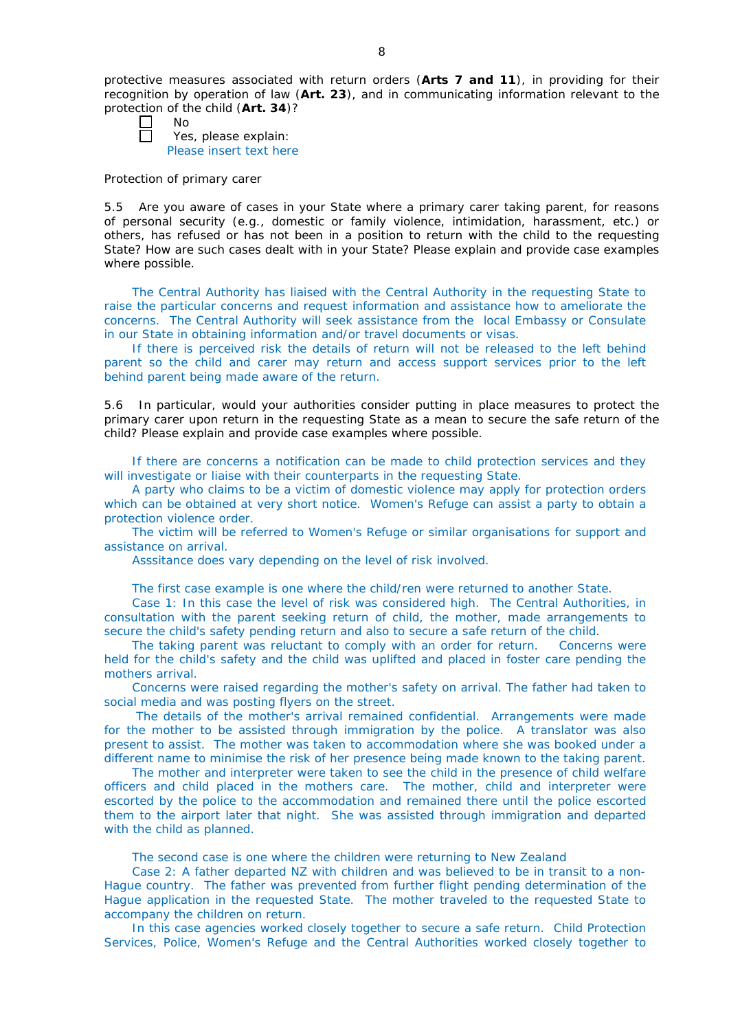protective measures associated with return orders (**Arts 7 and 11**), in providing for their recognition by operation of law (**Art. 23**), and in communicating information relevant to the protection of the child (**Art. 34**)?

☐ No

☐ Yes, please explain:

Please insert text here

Protection of primary carer

5.5 Are you aware of cases in your State where a primary carer taking parent, for reasons of personal security (e.g., domestic or family violence, intimidation, harassment, etc.) or others, has refused or has not been in a position to return with the child to the requesting State? How are such cases dealt with in your State? Please explain and provide case examples where possible.

The Central Authority has liaised with the Central Authority in the requesting State to raise the particular concerns and request information and assistance how to ameliorate the concerns. The Central Authority will seek assistance from the local Embassy or Consulate in our State in obtaining information and/or travel documents or visas.

If there is perceived risk the details of return will not be released to the left behind parent so the child and carer may return and access support services prior to the left behind parent being made aware of the return.

5.6 In particular, would your authorities consider putting in place measures to protect the primary carer upon return in the requesting State as a mean to secure the safe return of the child? Please explain and provide case examples where possible.

If there are concerns a notification can be made to child protection services and they will investigate or liaise with their counterparts in the requesting State.

A party who claims to be a victim of domestic violence may apply for protection orders which can be obtained at very short notice. Women's Refuge can assist a party to obtain a protection violence order.

The victim will be referred to Women's Refuge or similar organisations for support and assistance on arrival.

Asssitance does vary depending on the level of risk involved.

The first case example is one where the child/ren were returned to another State.

Case 1: In this case the level of risk was considered high. The Central Authorities, in consultation with the parent seeking return of child, the mother, made arrangements to secure the child's safety pending return and also to secure a safe return of the child.

The taking parent was reluctant to comply with an order for return. Concerns were held for the child's safety and the child was uplifted and placed in foster care pending the mothers arrival.

Concerns were raised regarding the mother's safety on arrival. The father had taken to social media and was posting flyers on the street.

The details of the mother's arrival remained confidential. Arrangements were made for the mother to be assisted through immigration by the police. A translator was also present to assist. The mother was taken to accommodation where she was booked under a different name to minimise the risk of her presence being made known to the taking parent.

The mother and interpreter were taken to see the child in the presence of child welfare officers and child placed in the mothers care. The mother, child and interpreter were escorted by the police to the accommodation and remained there until the police escorted them to the airport later that night. She was assisted through immigration and departed with the child as planned.

The second case is one where the children were returning to New Zealand

Case 2: A father departed NZ with children and was believed to be in transit to a non-Hague country. The father was prevented from further flight pending determination of the Hague application in the requested State. The mother traveled to the requested State to accompany the children on return.

In this case agencies worked closely together to secure a safe return. Child Protection Services, Police, Women's Refuge and the Central Authorities worked closely together to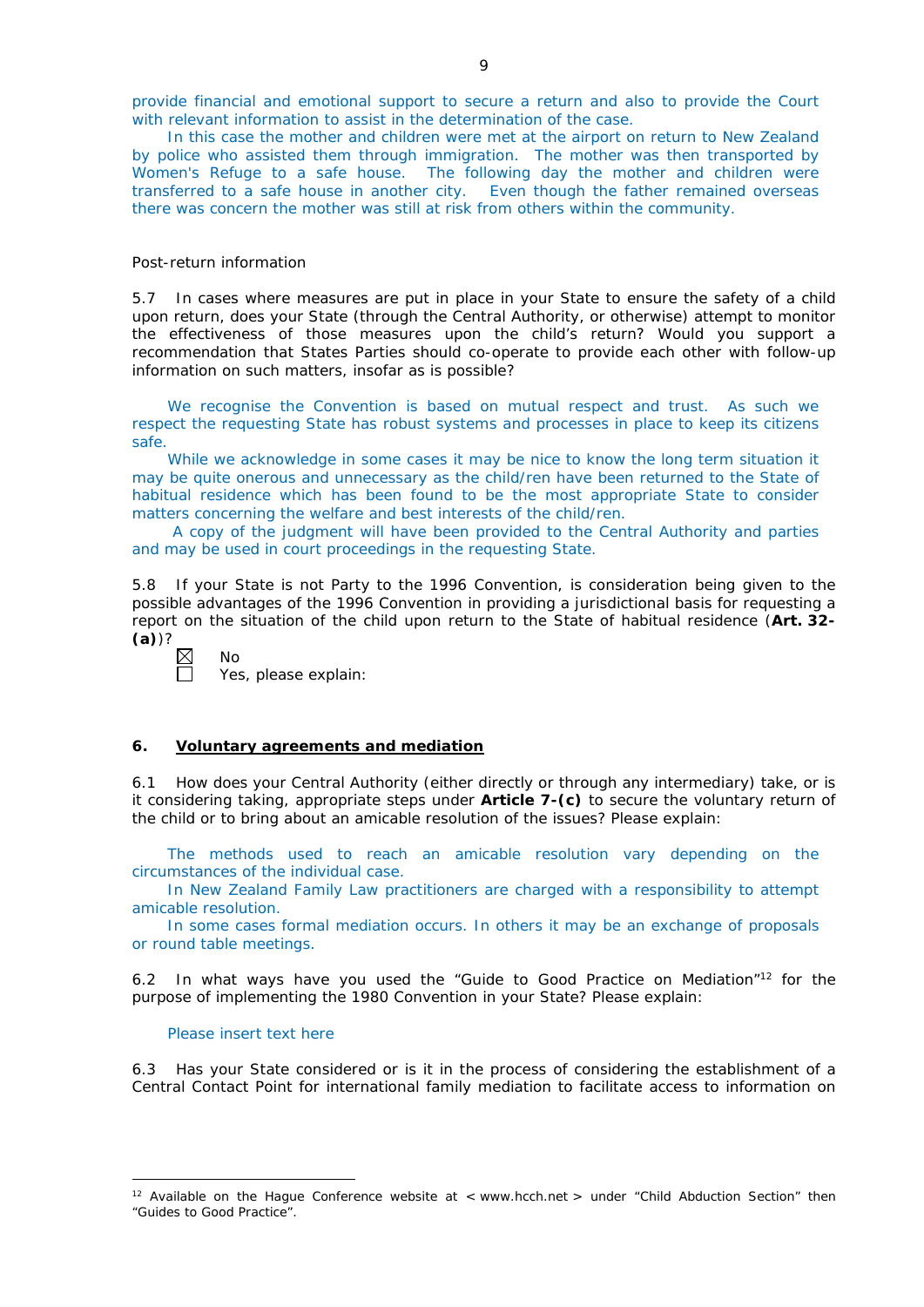provide financial and emotional support to secure a return and also to provide the Court with relevant information to assist in the determination of the case.

In this case the mother and children were met at the airport on return to New Zealand by police who assisted them through immigration. The mother was then transported by Women's Refuge to a safe house. The following day the mother and children were transferred to a safe house in another city. Even though the father remained overseas there was concern the mother was still at risk from others within the community.

Post-return information

5.7 In cases where measures are put in place in your State to ensure the safety of a child upon return, does your State (through the Central Authority, or otherwise) attempt to monitor the effectiveness of those measures upon the child's return? Would you support a recommendation that States Parties should co-operate to provide each other with follow-up information on such matters, insofar as is possible?

We recognise the Convention is based on mutual respect and trust. As such we respect the requesting State has robust systems and processes in place to keep its citizens safe.

While we acknowledge in some cases it may be nice to know the long term situation it may be quite onerous and unnecessary as the child/ren have been returned to the State of habitual residence which has been found to be the most appropriate State to consider matters concerning the welfare and best interests of the child/ren.

A copy of the judgment will have been provided to the Central Authority and parties and may be used in court proceedings in the requesting State.

5.8 If your State is not Party to the 1996 Convention, is consideration being given to the possible advantages of the 1996 Convention in providing a jurisdictional basis for requesting a report on the situation of the child upon return to the State of habitual residence (**Art. 32-(a)**)?

☒ No
☐ Yes, please explain:

## 6. Voluntary agreements and mediation

6.1 How does your Central Authority (either directly or through any intermediary) take, or is it considering taking, appropriate steps under **Article 7-(c)** to secure the voluntary return of the child or to bring about an amicable resolution of the issues? Please explain:

The methods used to reach an amicable resolution vary depending on the circumstances of the individual case.

In New Zealand Family Law practitioners are charged with a responsibility to attempt amicable resolution.

In some cases formal mediation occurs. In others it may be an exchange of proposals or round table meetings.

6.2 In what ways have you used the "Guide to Good Practice on Mediation"[12] for the purpose of implementing the 1980 Convention in your State? Please explain:

Please insert text here

6.3 Has your State considered or is it in the process of considering the establishment of a Central Contact Point for international family mediation to facilitate access to information on

---

[12] Available on the Hague Conference website at < www.hcch.net > under "Child Abduction Section" then "Guides to Good Practice".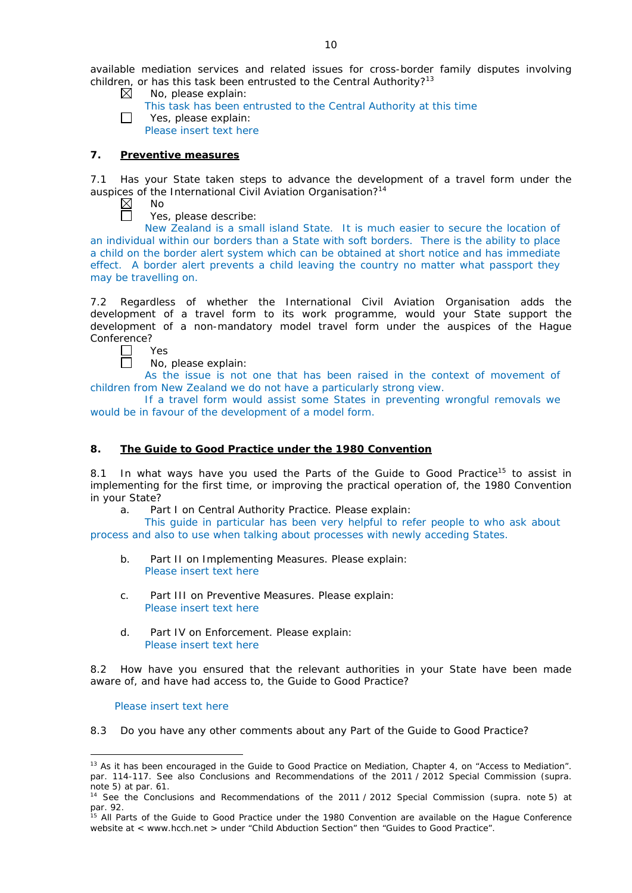available mediation services and related issues for cross-border family disputes involving children, or has this task been entrusted to the Central Authority?[13]

☒ No, please explain:
This task has been entrusted to the Central Authority at this time

☐ Yes, please explain:
Please insert text here

### 7. Preventive measures

7.1 Has your State taken steps to advance the development of a travel form under the auspices of the International Civil Aviation Organisation?[14]

☒ No

☐ Yes, please describe:
New Zealand is a small island State. It is much easier to secure the location of an individual within our borders than a State with soft borders. There is the ability to place a child on the border alert system which can be obtained at short notice and has immediate effect. A border alert prevents a child leaving the country no matter what passport they may be travelling on.

7.2 Regardless of whether the International Civil Aviation Organisation adds the development of a travel form to its work programme, would your State support the development of a non-mandatory model travel form under the auspices of the Hague Conference?

☐ Yes

☐ No, please explain:
As the issue is not one that has been raised in the context of movement of children from New Zealand we do not have a particularly strong view.
If a travel form would assist some States in preventing wrongful removals we would be in favour of the development of a model form.

### 8. The Guide to Good Practice under the 1980 Convention

8.1 In what ways have you used the Parts of the Guide to Good Practice[15] to assist in implementing for the first time, or improving the practical operation of, the 1980 Convention in your State?

a. Part I on Central Authority Practice. Please explain:
This guide in particular has been very helpful to refer people to who ask about process and also to use when talking about processes with newly acceding States.

b. Part II on Implementing Measures. Please explain:
Please insert text here

c. Part III on Preventive Measures. Please explain:
Please insert text here

d. Part IV on Enforcement. Please explain:
Please insert text here

8.2 How have you ensured that the relevant authorities in your State have been made aware of, and have had access to, the Guide to Good Practice?

Please insert text here

8.3 Do you have any other comments about any Part of the Guide to Good Practice?

---

[13] As it has been encouraged in the Guide to Good Practice on Mediation, Chapter 4, on "Access to Mediation". par. 114-117. See also Conclusions and Recommendations of the 2011 / 2012 Special Commission (supra. note 5) at par. 61.

[14] See the Conclusions and Recommendations of the 2011 / 2012 Special Commission (supra. note 5) at par. 92.

[15] All Parts of the Guide to Good Practice under the 1980 Convention are available on the Hague Conference website at < www.hcch.net > under "Child Abduction Section" then "Guides to Good Practice".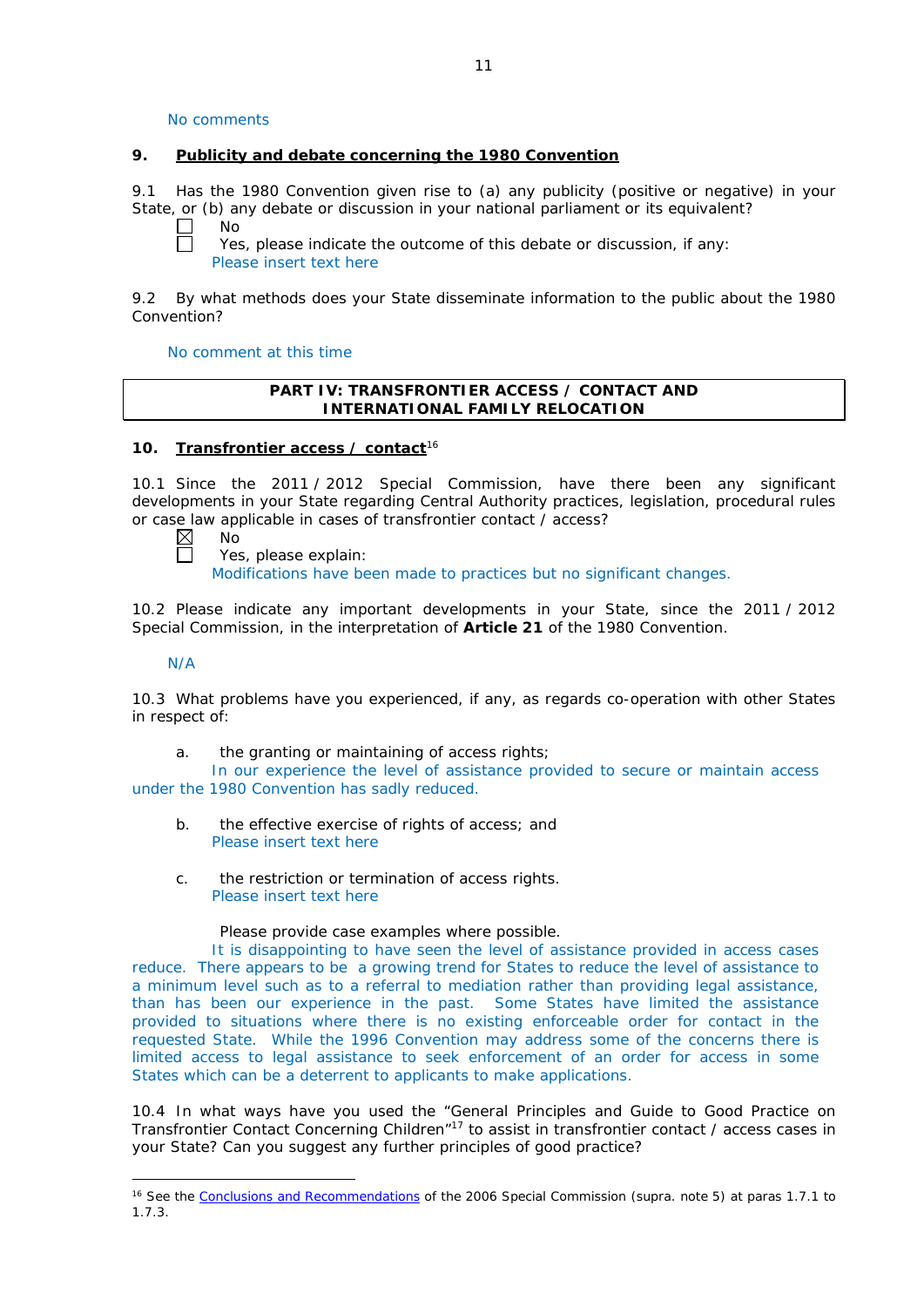No comments

**9. Publicity and debate concerning the 1980 Convention**

9.1 Has the 1980 Convention given rise to (a) any publicity (positive or negative) in your State, or (b) any debate or discussion in your national parliament or its equivalent?

☐ No
☐ Yes, please indicate the outcome of this debate or discussion, if any:
Please insert text here

9.2 By what methods does your State disseminate information to the public about the 1980 Convention?

No comment at this time

| PART IV: TRANSFRONTIER ACCESS / CONTACT AND INTERNATIONAL FAMILY RELOCATION |
| --- |

**10. Transfrontier access / contact**[16]

10.1 Since the 2011 / 2012 Special Commission, have there been any significant developments in your State regarding Central Authority practices, legislation, procedural rules or case law applicable in cases of transfrontier contact / access?

☒ No
☐ Yes, please explain:
Modifications have been made to practices but no significant changes.

10.2 Please indicate any important developments in your State, since the 2011 / 2012 Special Commission, in the interpretation of **Article 21** of the 1980 Convention.

N/A

10.3 What problems have you experienced, if any, as regards co-operation with other States in respect of:

a. the granting or maintaining of access rights;
In our experience the level of assistance provided to secure or maintain access under the 1980 Convention has sadly reduced.

b. the effective exercise of rights of access; and
Please insert text here

c. the restriction or termination of access rights.
Please insert text here

Please provide case examples where possible.
It is disappointing to have seen the level of assistance provided in access cases reduce. There appears to be a growing trend for States to reduce the level of assistance to a minimum level such as to a referral to mediation rather than providing legal assistance, than has been our experience in the past. Some States have limited the assistance provided to situations where there is no existing enforceable order for contact in the requested State. While the 1996 Convention may address some of the concerns there is limited access to legal assistance to seek enforcement of an order for access in some States which can be a deterrent to applicants to make applications.

10.4 In what ways have you used the "General Principles and Guide to Good Practice on Transfrontier Contact Concerning Children"[17] to assist in transfrontier contact / access cases in your State? Can you suggest any further principles of good practice?

[16] See the Conclusions and Recommendations of the 2006 Special Commission (supra. note 5) at paras 1.7.1 to 1.7.3.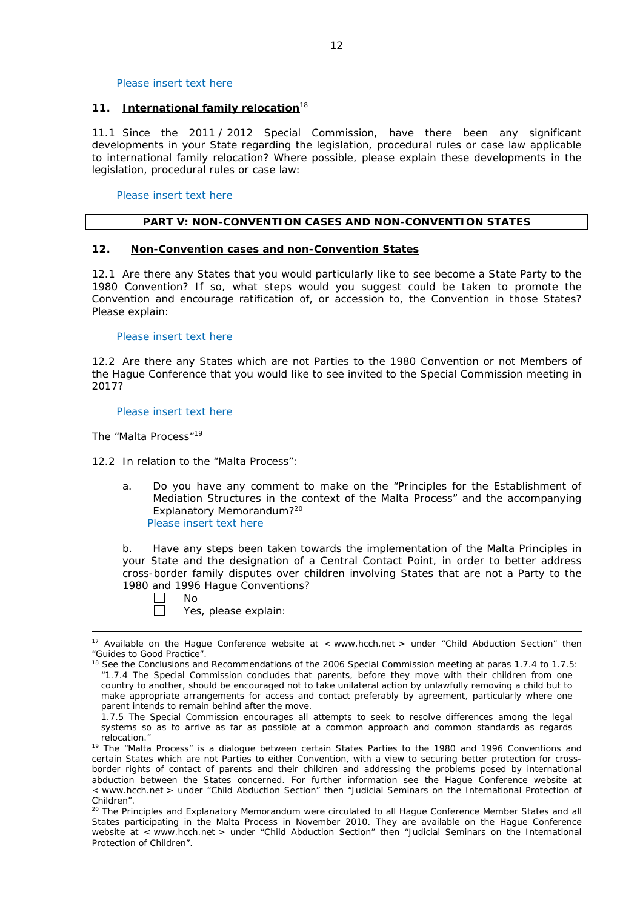Please insert text here

## 11. International family relocation[18]

11.1 Since the 2011 / 2012 Special Commission, have there been any significant developments in your State regarding the legislation, procedural rules or case law applicable to international family relocation? Where possible, please explain these developments in the legislation, procedural rules or case law:

Please insert text here

## PART V: NON-CONVENTION CASES AND NON-CONVENTION STATES

## 12. Non-Convention cases and non-Convention States

12.1 Are there any States that you would particularly like to see become a State Party to the 1980 Convention? If so, what steps would you suggest could be taken to promote the Convention and encourage ratification of, or accession to, the Convention in those States? Please explain:

Please insert text here

12.2 Are there any States which are not Parties to the 1980 Convention or not Members of the Hague Conference that you would like to see invited to the Special Commission meeting in 2017?

Please insert text here

The "Malta Process"[19]

12.2 In relation to the "Malta Process":

a. Do you have any comment to make on the "Principles for the Establishment of Mediation Structures in the context of the Malta Process" and the accompanying Explanatory Memorandum?[20]
Please insert text here

b. Have any steps been taken towards the implementation of the Malta Principles in your State and the designation of a Central Contact Point, in order to better address cross-border family disputes over children involving States that are not a Party to the 1980 and 1996 Hague Conventions?

- [ ] No
- [ ] Yes, please explain:

---

[17] Available on the Hague Conference website at < www.hcch.net > under "Child Abduction Section" then "Guides to Good Practice".

[18] See the Conclusions and Recommendations of the 2006 Special Commission meeting at paras 1.7.4 to 1.7.5: "1.7.4 The Special Commission concludes that parents, before they move with their children from one country to another, should be encouraged not to take unilateral action by unlawfully removing a child but to make appropriate arrangements for access and contact preferably by agreement, particularly where one parent intends to remain behind after the move.
1.7.5 The Special Commission encourages all attempts to seek to resolve differences among the legal systems so as to arrive as far as possible at a common approach and common standards as regards relocation."

[19] The "Malta Process" is a dialogue between certain States Parties to the 1980 and 1996 Conventions and certain States which are not Parties to either Convention, with a view to securing better protection for cross-border rights of contact of parents and their children and addressing the problems posed by international abduction between the States concerned. For further information see the Hague Conference website at < www.hcch.net > under "Child Abduction Section" then "Judicial Seminars on the International Protection of Children".

[20] The Principles and Explanatory Memorandum were circulated to all Hague Conference Member States and all States participating in the Malta Process in November 2010. They are available on the Hague Conference website at < www.hcch.net > under "Child Abduction Section" then "Judicial Seminars on the International Protection of Children".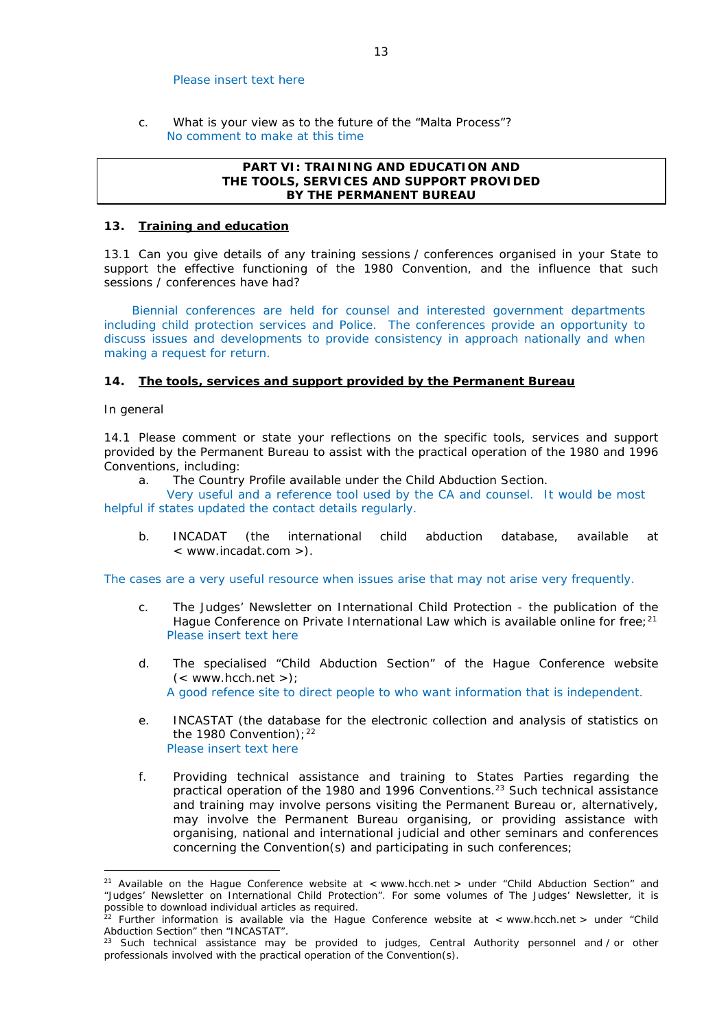Please insert text here

c. What is your view as to the future of the "Malta Process"?
No comment to make at this time

## PART VI: TRAINING AND EDUCATION AND THE TOOLS, SERVICES AND SUPPORT PROVIDED BY THE PERMANENT BUREAU

### 13. Training and education

13.1 Can you give details of any training sessions / conferences organised in your State to support the effective functioning of the 1980 Convention, and the influence that such sessions / conferences have had?

Biennial conferences are held for counsel and interested government departments including child protection services and Police. The conferences provide an opportunity to discuss issues and developments to provide consistency in approach nationally and when making a request for return.

### 14. The tools, services and support provided by the Permanent Bureau

In general

14.1 Please comment or state your reflections on the specific tools, services and support provided by the Permanent Bureau to assist with the practical operation of the 1980 and 1996 Conventions, including:

a. The Country Profile available under the Child Abduction Section.
Very useful and a reference tool used by the CA and counsel. It would be most helpful if states updated the contact details regularly.

b. INCADAT (the international child abduction database, available at < www.incadat.com >).

The cases are a very useful resource when issues arise that may not arise very frequently.

c. The Judges' Newsletter on International Child Protection - the publication of the Hague Conference on Private International Law which is available online for free;[21]
Please insert text here

d. The specialised "Child Abduction Section" of the Hague Conference website (< www.hcch.net >);
A good refence site to direct people to who want information that is independent.

e. INCASTAT (the database for the electronic collection and analysis of statistics on the 1980 Convention);[22]
Please insert text here

f. Providing technical assistance and training to States Parties regarding the practical operation of the 1980 and 1996 Conventions.[23] Such technical assistance and training may involve persons visiting the Permanent Bureau or, alternatively, may involve the Permanent Bureau organising, or providing assistance with organising, national and international judicial and other seminars and conferences concerning the Convention(s) and participating in such conferences;

---

[21] Available on the Hague Conference website at < www.hcch.net > under "Child Abduction Section" and "Judges' Newsletter on International Child Protection". For some volumes of The Judges' Newsletter, it is possible to download individual articles as required.

[22] Further information is available via the Hague Conference website at < www.hcch.net > under "Child Abduction Section" then "INCASTAT".

[23] Such technical assistance may be provided to judges, Central Authority personnel and / or other professionals involved with the practical operation of the Convention(s).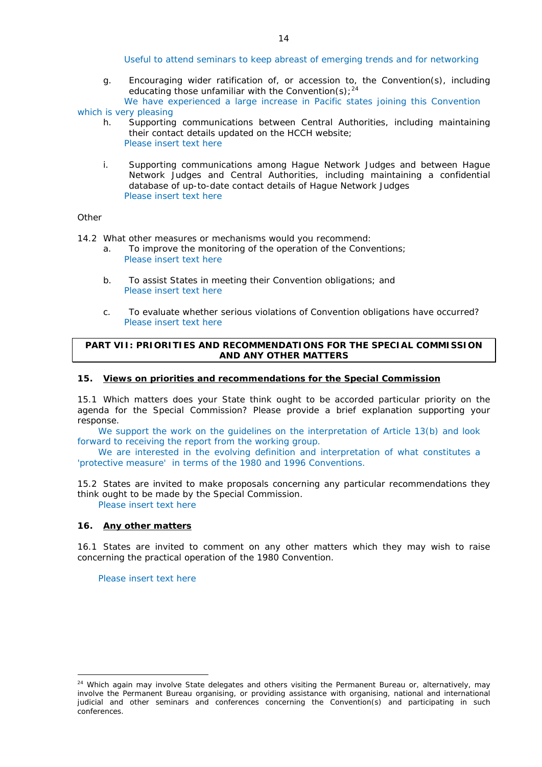Useful to attend seminars to keep abreast of emerging trends and for networking

g. Encouraging wider ratification of, or accession to, the Convention(s), including educating those unfamiliar with the Convention(s);[24]

We have experienced a large increase in Pacific states joining this Convention which is very pleasing

h. Supporting communications between Central Authorities, including maintaining their contact details updated on the HCCH website;

Please insert text here

i. Supporting communications among Hague Network Judges and between Hague Network Judges and Central Authorities, including maintaining a confidential database of up-to-date contact details of Hague Network Judges

Please insert text here

Other

14.2 What other measures or mechanisms would you recommend:

a. To improve the monitoring of the operation of the Conventions;

Please insert text here

b. To assist States in meeting their Convention obligations; and

Please insert text here

c. To evaluate whether serious violations of Convention obligations have occurred?

Please insert text here

## PART VII: PRIORITIES AND RECOMMENDATIONS FOR THE SPECIAL COMMISSION AND ANY OTHER MATTERS

### 15. Views on priorities and recommendations for the Special Commission

15.1 Which matters does your State think ought to be accorded particular priority on the agenda for the Special Commission? Please provide a brief explanation supporting your response.

We support the work on the guidelines on the interpretation of Article 13(b) and look forward to receiving the report from the working group.

We are interested in the evolving definition and interpretation of what constitutes a 'protective measure' in terms of the 1980 and 1996 Conventions.

15.2 States are invited to make proposals concerning any particular recommendations they think ought to be made by the Special Commission.

Please insert text here

### 16. Any other matters

16.1 States are invited to comment on any other matters which they may wish to raise concerning the practical operation of the 1980 Convention.

Please insert text here

---

[24] Which again may involve State delegates and others visiting the Permanent Bureau or, alternatively, may involve the Permanent Bureau organising, or providing assistance with organising, national and international judicial and other seminars and conferences concerning the Convention(s) and participating in such conferences.